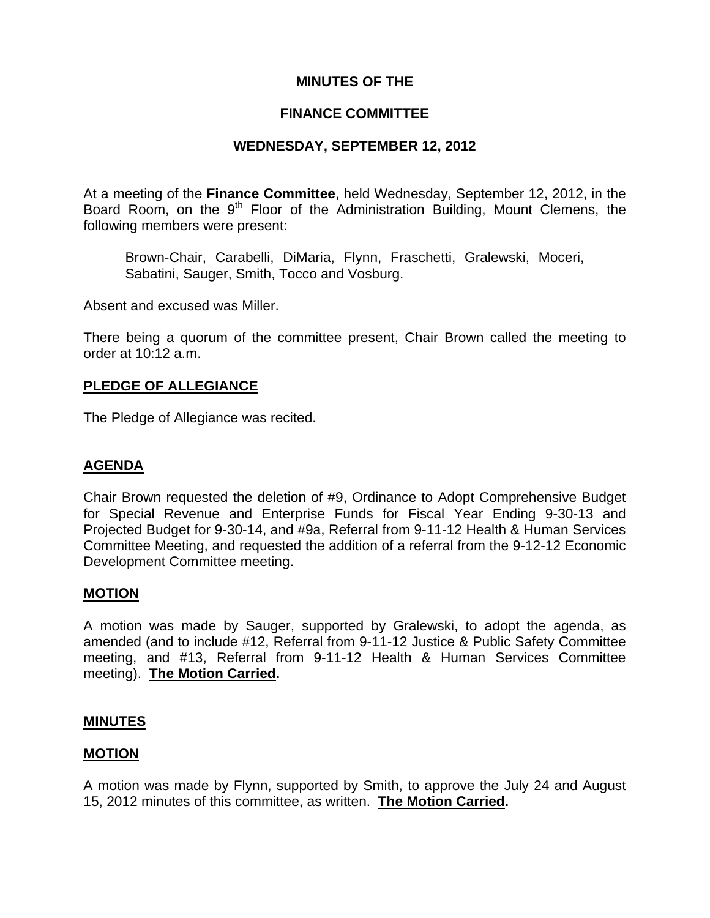# MINUTES OF THE

## FINANCE COMMITTEE

### WEDNESDAY, SEPTEMBER 12, 2012

At a meeting of the **Finance Committee**, held Wednesday, September 12, 2012, in the Board Room, on the 9th Floor of the Administration Building, Mount Clemens, the following members were present:

> Brown-Chair, Carabelli, DiMaria, Flynn, Fraschetti, Gralewski, Moceri, Sabatini, Sauger, Smith, Tocco and Vosburg.

Absent and excused was Miller.

There being a quorum of the committee present, Chair Brown called the meeting to order at 10:12 a.m.

**PLEDGE OF ALLEGIANCE**

The Pledge of Allegiance was recited.

**AGENDA**

Chair Brown requested the deletion of #9, Ordinance to Adopt Comprehensive Budget for Special Revenue and Enterprise Funds for Fiscal Year Ending 9-30-13 and Projected Budget for 9-30-14, and #9a, Referral from 9-11-12 Health & Human Services Committee Meeting, and requested the addition of a referral from the 9-12-12 Economic Development Committee meeting.

**MOTION**

A motion was made by Sauger, supported by Gralewski, to adopt the agenda, as amended (and to include #12, Referral from 9-11-12 Justice & Public Safety Committee meeting, and #13, Referral from 9-11-12 Health & Human Services Committee meeting). **The Motion Carried.**

**MINUTES**

**MOTION**

A motion was made by Flynn, supported by Smith, to approve the July 24 and August 15, 2012 minutes of this committee, as written. **The Motion Carried.**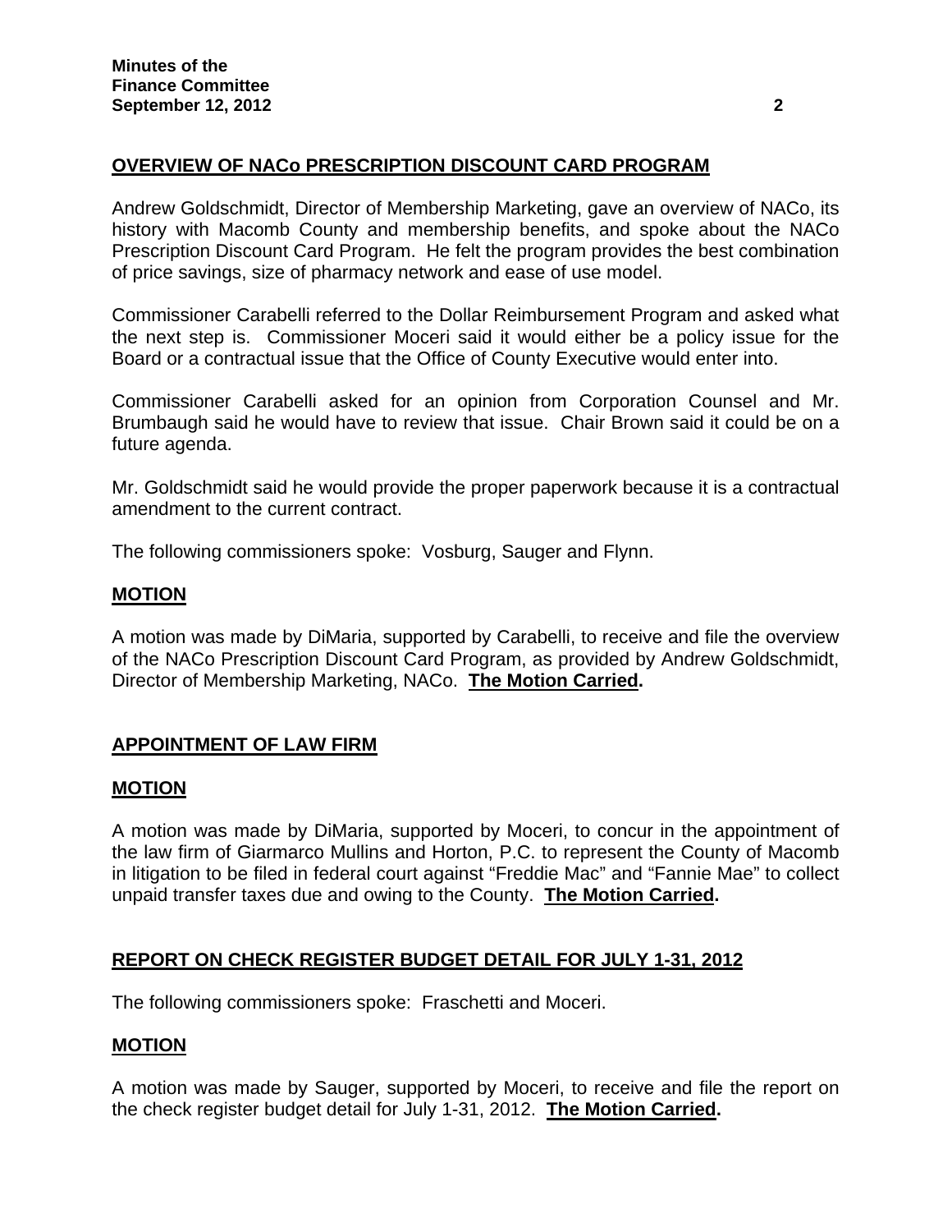## OVERVIEW OF NACo PRESCRIPTION DISCOUNT CARD PROGRAM

Andrew Goldschmidt, Director of Membership Marketing, gave an overview of NACo, its history with Macomb County and membership benefits, and spoke about the NACo Prescription Discount Card Program. He felt the program provides the best combination of price savings, size of pharmacy network and ease of use model.

Commissioner Carabelli referred to the Dollar Reimbursement Program and asked what the next step is. Commissioner Moceri said it would either be a policy issue for the Board or a contractual issue that the Office of County Executive would enter into.

Commissioner Carabelli asked for an opinion from Corporation Counsel and Mr. Brumbaugh said he would have to review that issue. Chair Brown said it could be on a future agenda.

Mr. Goldschmidt said he would provide the proper paperwork because it is a contractual amendment to the current contract.

The following commissioners spoke: Vosburg, Sauger and Flynn.

### MOTION

A motion was made by DiMaria, supported by Carabelli, to receive and file the overview of the NACo Prescription Discount Card Program, as provided by Andrew Goldschmidt, Director of Membership Marketing, NACo. **The Motion Carried.**

## APPOINTMENT OF LAW FIRM

### MOTION

A motion was made by DiMaria, supported by Moceri, to concur in the appointment of the law firm of Giarmarco Mullins and Horton, P.C. to represent the County of Macomb in litigation to be filed in federal court against "Freddie Mac" and "Fannie Mae" to collect unpaid transfer taxes due and owing to the County. **The Motion Carried.**

## REPORT ON CHECK REGISTER BUDGET DETAIL FOR JULY 1-31, 2012

The following commissioners spoke: Fraschetti and Moceri.

### MOTION

A motion was made by Sauger, supported by Moceri, to receive and file the report on the check register budget detail for July 1-31, 2012. **The Motion Carried.**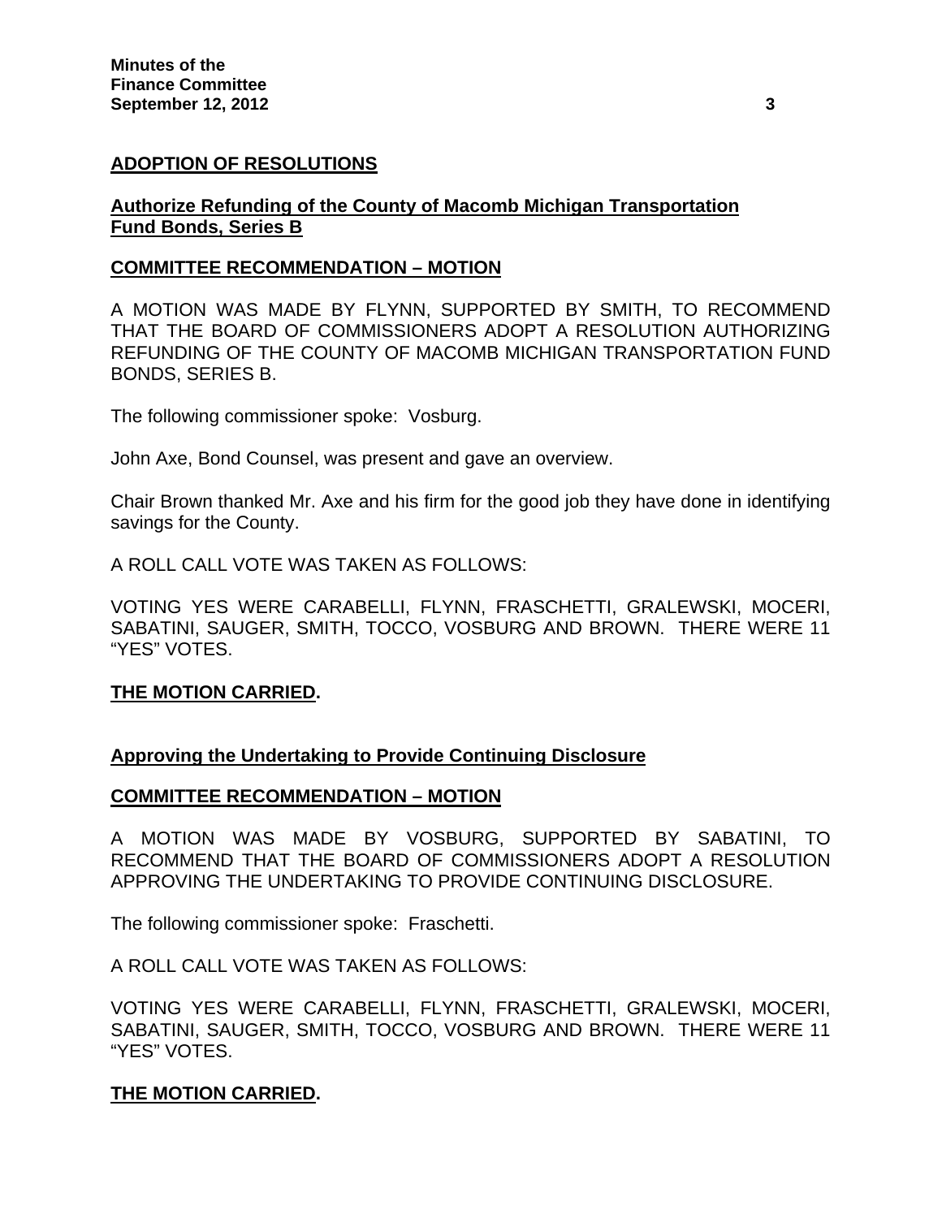## ADOPTION OF RESOLUTIONS

### Authorize Refunding of the County of Macomb Michigan Transportation Fund Bonds, Series B

### COMMITTEE RECOMMENDATION – MOTION

A MOTION WAS MADE BY FLYNN, SUPPORTED BY SMITH, TO RECOMMEND THAT THE BOARD OF COMMISSIONERS ADOPT A RESOLUTION AUTHORIZING REFUNDING OF THE COUNTY OF MACOMB MICHIGAN TRANSPORTATION FUND BONDS, SERIES B.

The following commissioner spoke: Vosburg.

John Axe, Bond Counsel, was present and gave an overview.

Chair Brown thanked Mr. Axe and his firm for the good job they have done in identifying savings for the County.

A ROLL CALL VOTE WAS TAKEN AS FOLLOWS:

VOTING YES WERE CARABELLI, FLYNN, FRASCHETTI, GRALEWSKI, MOCERI, SABATINI, SAUGER, SMITH, TOCCO, VOSBURG AND BROWN. THERE WERE 11 "YES" VOTES.

**THE MOTION CARRIED.**

### Approving the Undertaking to Provide Continuing Disclosure

### COMMITTEE RECOMMENDATION – MOTION

A MOTION WAS MADE BY VOSBURG, SUPPORTED BY SABATINI, TO RECOMMEND THAT THE BOARD OF COMMISSIONERS ADOPT A RESOLUTION APPROVING THE UNDERTAKING TO PROVIDE CONTINUING DISCLOSURE.

The following commissioner spoke: Fraschetti.

A ROLL CALL VOTE WAS TAKEN AS FOLLOWS:

VOTING YES WERE CARABELLI, FLYNN, FRASCHETTI, GRALEWSKI, MOCERI, SABATINI, SAUGER, SMITH, TOCCO, VOSBURG AND BROWN. THERE WERE 11 "YES" VOTES.

**THE MOTION CARRIED.**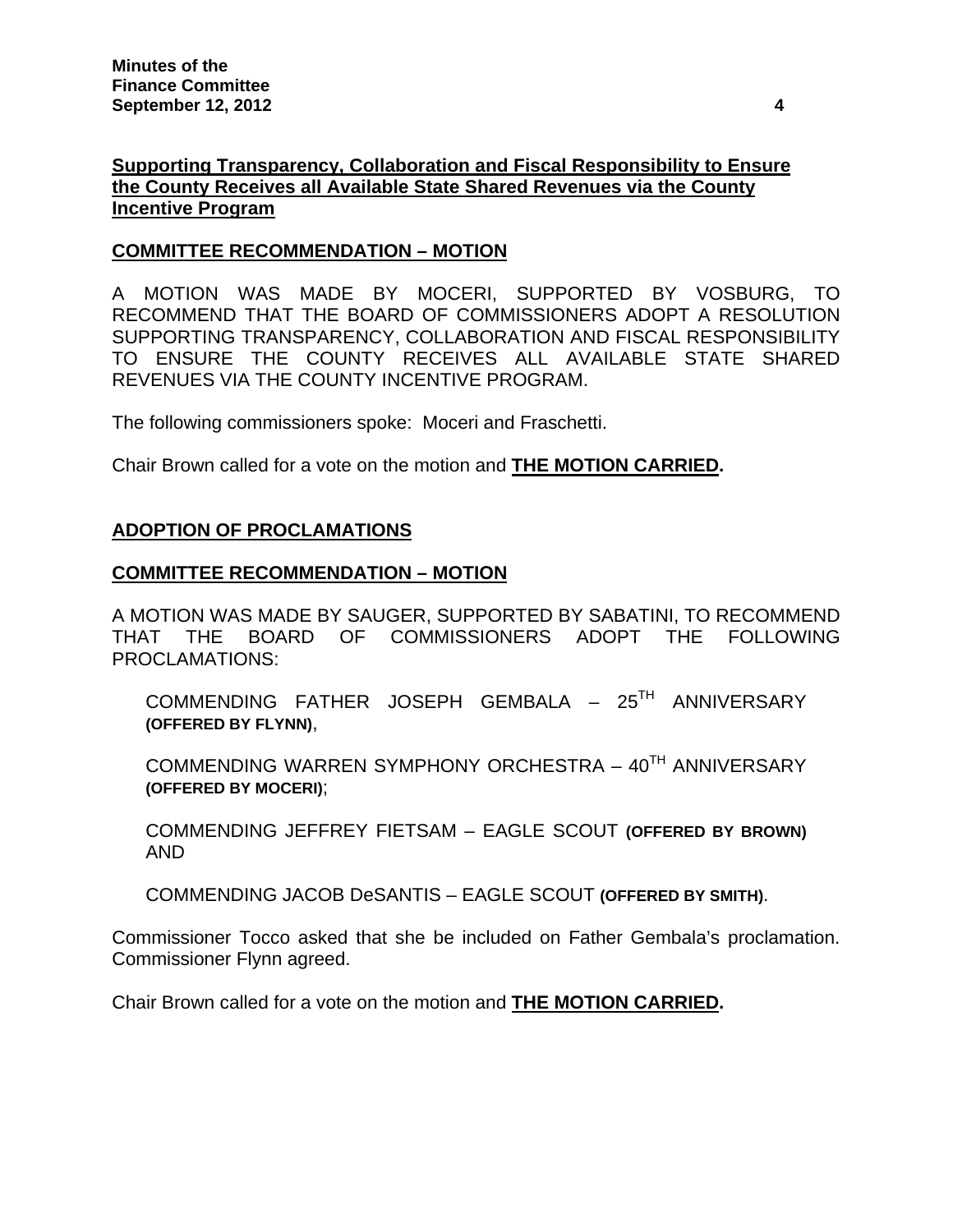**Supporting Transparency, Collaboration and Fiscal Responsibility to Ensure the County Receives all Available State Shared Revenues via the County Incentive Program**

**COMMITTEE RECOMMENDATION – MOTION**

A MOTION WAS MADE BY MOCERI, SUPPORTED BY VOSBURG, TO RECOMMEND THAT THE BOARD OF COMMISSIONERS ADOPT A RESOLUTION SUPPORTING TRANSPARENCY, COLLABORATION AND FISCAL RESPONSIBILITY TO ENSURE THE COUNTY RECEIVES ALL AVAILABLE STATE SHARED REVENUES VIA THE COUNTY INCENTIVE PROGRAM.

The following commissioners spoke: Moceri and Fraschetti.

Chair Brown called for a vote on the motion and **THE MOTION CARRIED.**

**ADOPTION OF PROCLAMATIONS**

**COMMITTEE RECOMMENDATION – MOTION**

A MOTION WAS MADE BY SAUGER, SUPPORTED BY SABATINI, TO RECOMMEND THAT THE BOARD OF COMMISSIONERS ADOPT THE FOLLOWING PROCLAMATIONS:

COMMENDING FATHER JOSEPH GEMBALA – 25TH ANNIVERSARY **(OFFERED BY FLYNN)**,

COMMENDING WARREN SYMPHONY ORCHESTRA – 40TH ANNIVERSARY **(OFFERED BY MOCERI)**;

COMMENDING JEFFREY FIETSAM – EAGLE SCOUT **(OFFERED BY BROWN)** AND

COMMENDING JACOB DeSANTIS – EAGLE SCOUT **(OFFERED BY SMITH)**.

Commissioner Tocco asked that she be included on Father Gembala's proclamation. Commissioner Flynn agreed.

Chair Brown called for a vote on the motion and **THE MOTION CARRIED.**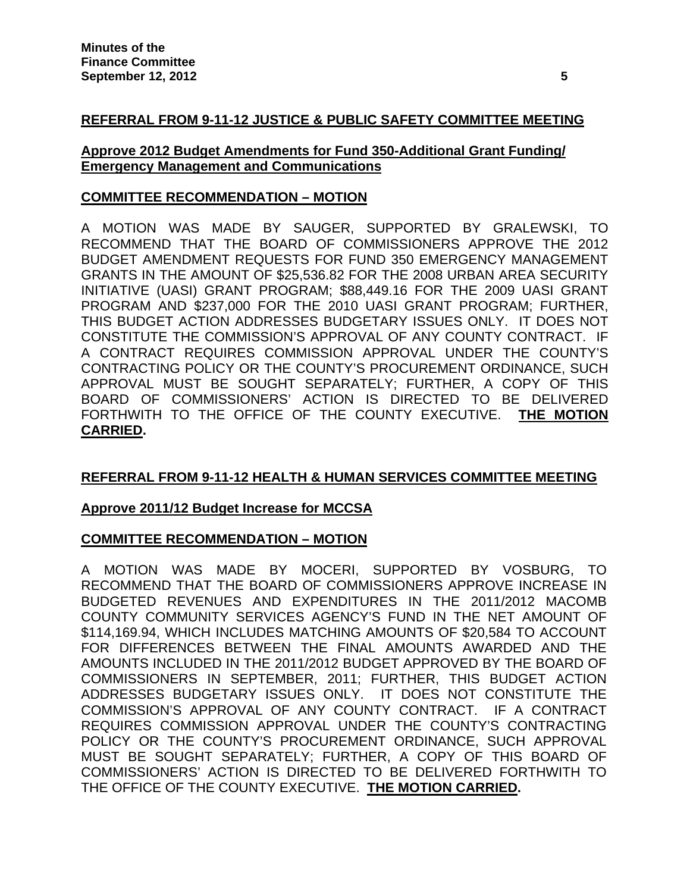## REFERRAL FROM 9-11-12 JUSTICE & PUBLIC SAFETY COMMITTEE MEETING

### Approve 2012 Budget Amendments for Fund 350-Additional Grant Funding/ Emergency Management and Communications

### COMMITTEE RECOMMENDATION – MOTION

A MOTION WAS MADE BY SAUGER, SUPPORTED BY GRALEWSKI, TO RECOMMEND THAT THE BOARD OF COMMISSIONERS APPROVE THE 2012 BUDGET AMENDMENT REQUESTS FOR FUND 350 EMERGENCY MANAGEMENT GRANTS IN THE AMOUNT OF $25,536.82 FOR THE 2008 URBAN AREA SECURITY INITIATIVE (UASI) GRANT PROGRAM; $88,449.16 FOR THE 2009 UASI GRANT PROGRAM AND $237,000 FOR THE 2010 UASI GRANT PROGRAM; FURTHER, THIS BUDGET ACTION ADDRESSES BUDGETARY ISSUES ONLY. IT DOES NOT CONSTITUTE THE COMMISSION'S APPROVAL OF ANY COUNTY CONTRACT. IF A CONTRACT REQUIRES COMMISSION APPROVAL UNDER THE COUNTY'S CONTRACTING POLICY OR THE COUNTY'S PROCUREMENT ORDINANCE, SUCH APPROVAL MUST BE SOUGHT SEPARATELY; FURTHER, A COPY OF THIS BOARD OF COMMISSIONERS' ACTION IS DIRECTED TO BE DELIVERED FORTHWITH TO THE OFFICE OF THE COUNTY EXECUTIVE. **THE MOTION CARRIED.**

## REFERRAL FROM 9-11-12 HEALTH & HUMAN SERVICES COMMITTEE MEETING

### Approve 2011/12 Budget Increase for MCCSA

### COMMITTEE RECOMMENDATION – MOTION

A MOTION WAS MADE BY MOCERI, SUPPORTED BY VOSBURG, TO RECOMMEND THAT THE BOARD OF COMMISSIONERS APPROVE INCREASE IN BUDGETED REVENUES AND EXPENDITURES IN THE 2011/2012 MACOMB COUNTY COMMUNITY SERVICES AGENCY'S FUND IN THE NET AMOUNT OF $114,169.94, WHICH INCLUDES MATCHING AMOUNTS OF $20,584 TO ACCOUNT FOR DIFFERENCES BETWEEN THE FINAL AMOUNTS AWARDED AND THE AMOUNTS INCLUDED IN THE 2011/2012 BUDGET APPROVED BY THE BOARD OF COMMISSIONERS IN SEPTEMBER, 2011; FURTHER, THIS BUDGET ACTION ADDRESSES BUDGETARY ISSUES ONLY. IT DOES NOT CONSTITUTE THE COMMISSION'S APPROVAL OF ANY COUNTY CONTRACT. IF A CONTRACT REQUIRES COMMISSION APPROVAL UNDER THE COUNTY'S CONTRACTING POLICY OR THE COUNTY'S PROCUREMENT ORDINANCE, SUCH APPROVAL MUST BE SOUGHT SEPARATELY; FURTHER, A COPY OF THIS BOARD OF COMMISSIONERS' ACTION IS DIRECTED TO BE DELIVERED FORTHWITH TO THE OFFICE OF THE COUNTY EXECUTIVE. **THE MOTION CARRIED.**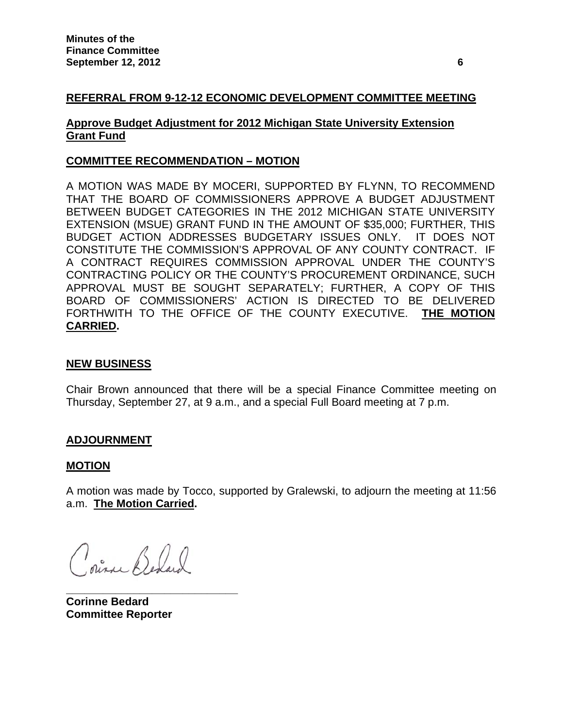**REFERRAL FROM 9-12-12 ECONOMIC DEVELOPMENT COMMITTEE MEETING**

**Approve Budget Adjustment for 2012 Michigan State University Extension Grant Fund**

**COMMITTEE RECOMMENDATION – MOTION**

A MOTION WAS MADE BY MOCERI, SUPPORTED BY FLYNN, TO RECOMMEND THAT THE BOARD OF COMMISSIONERS APPROVE A BUDGET ADJUSTMENT BETWEEN BUDGET CATEGORIES IN THE 2012 MICHIGAN STATE UNIVERSITY EXTENSION (MSUE) GRANT FUND IN THE AMOUNT OF $35,000; FURTHER, THIS BUDGET ACTION ADDRESSES BUDGETARY ISSUES ONLY. IT DOES NOT CONSTITUTE THE COMMISSION'S APPROVAL OF ANY COUNTY CONTRACT. IF A CONTRACT REQUIRES COMMISSION APPROVAL UNDER THE COUNTY'S CONTRACTING POLICY OR THE COUNTY'S PROCUREMENT ORDINANCE, SUCH APPROVAL MUST BE SOUGHT SEPARATELY; FURTHER, A COPY OF THIS BOARD OF COMMISSIONERS' ACTION IS DIRECTED TO BE DELIVERED FORTHWITH TO THE OFFICE OF THE COUNTY EXECUTIVE. **THE MOTION CARRIED.**

**NEW BUSINESS**

Chair Brown announced that there will be a special Finance Committee meeting on Thursday, September 27, at 9 a.m., and a special Full Board meeting at 7 p.m.

**ADJOURNMENT**

**MOTION**

A motion was made by Tocco, supported by Gralewski, to adjourn the meeting at 11:56 a.m. **The Motion Carried.**

Corinne Bedard

______________________________

**Corinne Bedard**
**Committee Reporter**